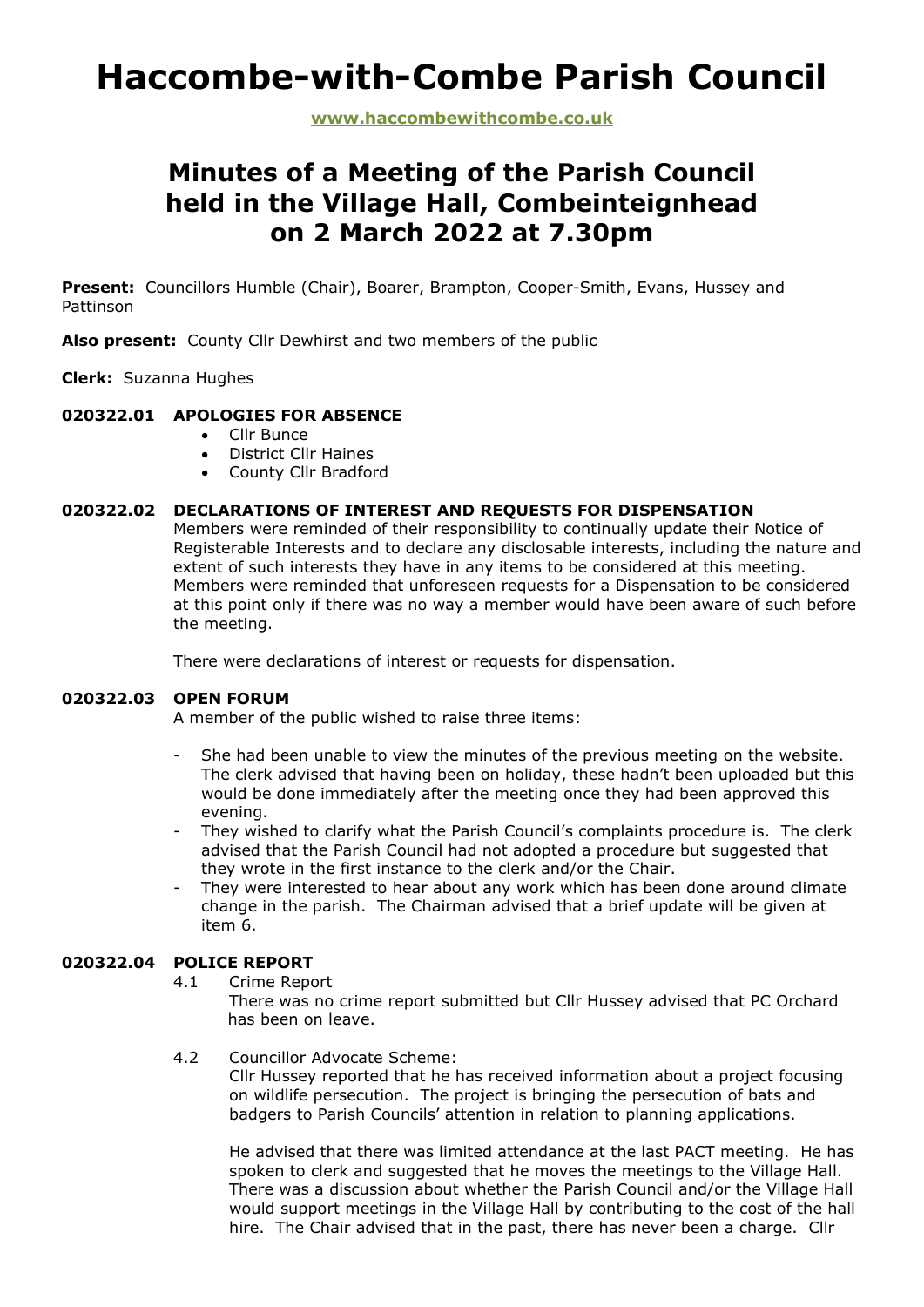# Haccombe-with-Combe Parish Council

**www.haccombewithcombe.co.uk**

## Minutes of a Meeting of the Parish Council held in the Village Hall, Combeinteignhead on 2 March 2022 at 7.30pm

**Present:** Councillors Humble (Chair), Boarer, Brampton, Cooper-Smith, Evans, Hussey and Pattinson

**Also present:** County Cllr Dewhirst and two members of the public

**Clerk:** Suzanna Hughes

### 020322.01 APOLOGIES FOR ABSENCE

- Cllr Bunce
- District Cllr Haines
- County Cllr Bradford

### 020322.02 DECLARATIONS OF INTEREST AND REQUESTS FOR DISPENSATION

Members were reminded of their responsibility to continually update their Notice of Registerable Interests and to declare any disclosable interests, including the nature and extent of such interests they have in any items to be considered at this meeting. Members were reminded that unforeseen requests for a Dispensation to be considered at this point only if there was no way a member would have been aware of such before the meeting.

There were declarations of interest or requests for dispensation.

### 020322.03 OPEN FORUM

A member of the public wished to raise three items:

- She had been unable to view the minutes of the previous meeting on the website. The clerk advised that having been on holiday, these hadn't been uploaded but this would be done immediately after the meeting once they had been approved this evening.
- They wished to clarify what the Parish Council's complaints procedure is. The clerk advised that the Parish Council had not adopted a procedure but suggested that they wrote in the first instance to the clerk and/or the Chair.
- They were interested to hear about any work which has been done around climate change in the parish. The Chairman advised that a brief update will be given at item 6.

### 020322.04 POLICE REPORT

4.1 Crime Report

There was no crime report submitted but Cllr Hussey advised that PC Orchard has been on leave.

4.2 Councillor Advocate Scheme:

Cllr Hussey reported that he has received information about a project focusing on wildlife persecution. The project is bringing the persecution of bats and badgers to Parish Councils' attention in relation to planning applications.

He advised that there was limited attendance at the last PACT meeting. He has spoken to clerk and suggested that he moves the meetings to the Village Hall. There was a discussion about whether the Parish Council and/or the Village Hall would support meetings in the Village Hall by contributing to the cost of the hall hire. The Chair advised that in the past, there has never been a charge. Cllr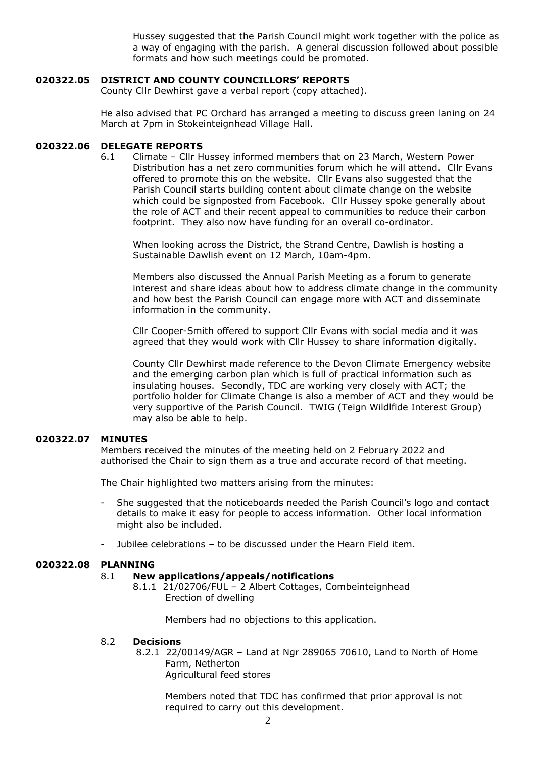Hussey suggested that the Parish Council might work together with the police as a way of engaging with the parish. A general discussion followed about possible formats and how such meetings could be promoted.

**020322.05 DISTRICT AND COUNTY COUNCILLORS' REPORTS**

County Cllr Dewhirst gave a verbal report (copy attached).

He also advised that PC Orchard has arranged a meeting to discuss green laning on 24 March at 7pm in Stokeinteignhead Village Hall.

**020322.06 DELEGATE REPORTS**

6.1 Climate – Cllr Hussey informed members that on 23 March, Western Power Distribution has a net zero communities forum which he will attend. Cllr Evans offered to promote this on the website. Cllr Evans also suggested that the Parish Council starts building content about climate change on the website which could be signposted from Facebook. Cllr Hussey spoke generally about the role of ACT and their recent appeal to communities to reduce their carbon footprint. They also now have funding for an overall co-ordinator.

When looking across the District, the Strand Centre, Dawlish is hosting a Sustainable Dawlish event on 12 March, 10am-4pm.

Members also discussed the Annual Parish Meeting as a forum to generate interest and share ideas about how to address climate change in the community and how best the Parish Council can engage more with ACT and disseminate information in the community.

Cllr Cooper-Smith offered to support Cllr Evans with social media and it was agreed that they would work with Cllr Hussey to share information digitally.

County Cllr Dewhirst made reference to the Devon Climate Emergency website and the emerging carbon plan which is full of practical information such as insulating houses. Secondly, TDC are working very closely with ACT; the portfolio holder for Climate Change is also a member of ACT and they would be very supportive of the Parish Council. TWIG (Teign Wildlfide Interest Group) may also be able to help.

**020322.07 MINUTES**

Members received the minutes of the meeting held on 2 February 2022 and authorised the Chair to sign them as a true and accurate record of that meeting.

The Chair highlighted two matters arising from the minutes:

- She suggested that the noticeboards needed the Parish Council's logo and contact details to make it easy for people to access information. Other local information might also be included.
- Jubilee celebrations – to be discussed under the Hearn Field item.

**020322.08 PLANNING**

8.1 **New applications/appeals/notifications**

8.1.1 21/02706/FUL – 2 Albert Cottages, Combeinteignhead
Erection of dwelling

Members had no objections to this application.

8.2 **Decisions**

8.2.1 22/00149/AGR – Land at Ngr 289065 70610, Land to North of Home Farm, Netherton
Agricultural feed stores

Members noted that TDC has confirmed that prior approval is not required to carry out this development.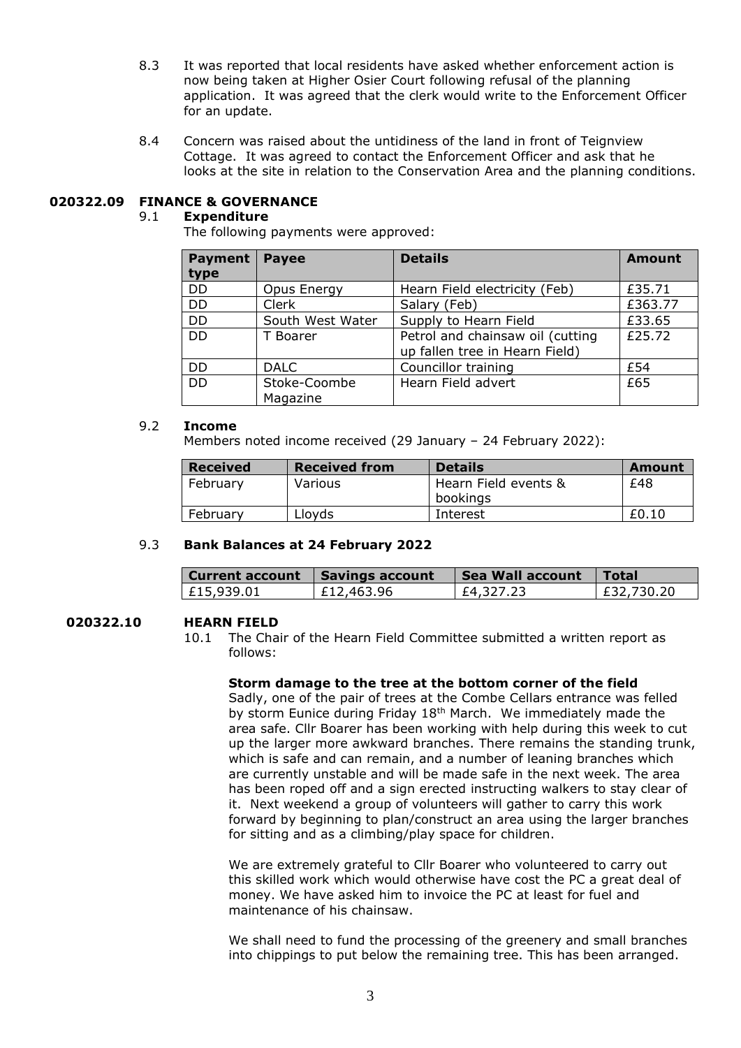8.3 It was reported that local residents have asked whether enforcement action is now being taken at Higher Osier Court following refusal of the planning application. It was agreed that the clerk would write to the Enforcement Officer for an update.

8.4 Concern was raised about the untidiness of the land in front of Teignview Cottage. It was agreed to contact the Enforcement Officer and ask that he looks at the site in relation to the Conservation Area and the planning conditions.

## 020322.09 FINANCE & GOVERNANCE

### 9.1 Expenditure

The following payments were approved:

| Payment type | Payee | Details | Amount |
|---|---|---|---|
| DD | Opus Energy | Hearn Field electricity (Feb) | £35.71 |
| DD | Clerk | Salary (Feb) | £363.77 |
| DD | South West Water | Supply to Hearn Field | £33.65 |
| DD | T Boarer | Petrol and chainsaw oil (cutting up fallen tree in Hearn Field) | £25.72 |
| DD | DALC | Councillor training | £54 |
| DD | Stoke-Coombe Magazine | Hearn Field advert | £65 |

### 9.2 Income

Members noted income received (29 January – 24 February 2022):

| Received | Received from | Details | Amount |
|---|---|---|---|
| February | Various | Hearn Field events & bookings | £48 |
| February | Lloyds | Interest | £0.10 |

### 9.3 Bank Balances at 24 February 2022

| Current account | Savings account | Sea Wall account | Total |
|---|---|---|---|
| £15,939.01 | £12,463.96 | £4,327.23 | £32,730.20 |

## 020322.10 HEARN FIELD

10.1 The Chair of the Hearn Field Committee submitted a written report as follows:

**Storm damage to the tree at the bottom corner of the field**

Sadly, one of the pair of trees at the Combe Cellars entrance was felled by storm Eunice during Friday 18th March. We immediately made the area safe. Cllr Boarer has been working with help during this week to cut up the larger more awkward branches. There remains the standing trunk, which is safe and can remain, and a number of leaning branches which are currently unstable and will be made safe in the next week. The area has been roped off and a sign erected instructing walkers to stay clear of it. Next weekend a group of volunteers will gather to carry this work forward by beginning to plan/construct an area using the larger branches for sitting and as a climbing/play space for children.

We are extremely grateful to Cllr Boarer who volunteered to carry out this skilled work which would otherwise have cost the PC a great deal of money. We have asked him to invoice the PC at least for fuel and maintenance of his chainsaw.

We shall need to fund the processing of the greenery and small branches into chippings to put below the remaining tree. This has been arranged.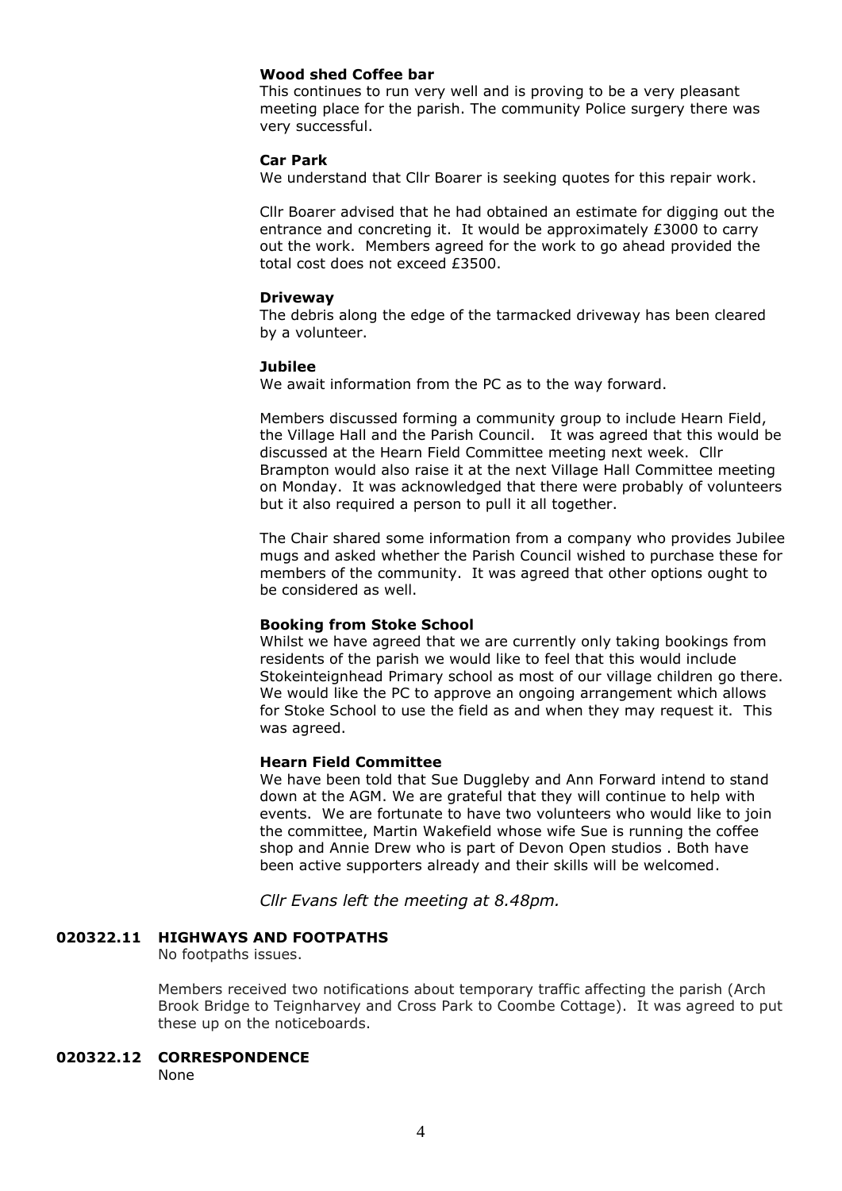**Wood shed Coffee bar**

This continues to run very well and is proving to be a very pleasant meeting place for the parish. The community Police surgery there was very successful.

**Car Park**

We understand that Cllr Boarer is seeking quotes for this repair work.

Cllr Boarer advised that he had obtained an estimate for digging out the entrance and concreting it. It would be approximately £3000 to carry out the work. Members agreed for the work to go ahead provided the total cost does not exceed £3500.

**Driveway**

The debris along the edge of the tarmacked driveway has been cleared by a volunteer.

**Jubilee**

We await information from the PC as to the way forward.

Members discussed forming a community group to include Hearn Field, the Village Hall and the Parish Council. It was agreed that this would be discussed at the Hearn Field Committee meeting next week. Cllr Brampton would also raise it at the next Village Hall Committee meeting on Monday. It was acknowledged that there were probably of volunteers but it also required a person to pull it all together.

The Chair shared some information from a company who provides Jubilee mugs and asked whether the Parish Council wished to purchase these for members of the community. It was agreed that other options ought to be considered as well.

**Booking from Stoke School**

Whilst we have agreed that we are currently only taking bookings from residents of the parish we would like to feel that this would include Stokeinteignhead Primary school as most of our village children go there. We would like the PC to approve an ongoing arrangement which allows for Stoke School to use the field as and when they may request it. This was agreed.

**Hearn Field Committee**

We have been told that Sue Duggleby and Ann Forward intend to stand down at the AGM. We are grateful that they will continue to help with events. We are fortunate to have two volunteers who would like to join the committee, Martin Wakefield whose wife Sue is running the coffee shop and Annie Drew who is part of Devon Open studios . Both have been active supporters already and their skills will be welcomed.

*Cllr Evans left the meeting at 8.48pm.*

**020322.11 HIGHWAYS AND FOOTPATHS**

No footpaths issues.

Members received two notifications about temporary traffic affecting the parish (Arch Brook Bridge to Teignharvey and Cross Park to Coombe Cottage). It was agreed to put these up on the noticeboards.

**020322.12 CORRESPONDENCE**

None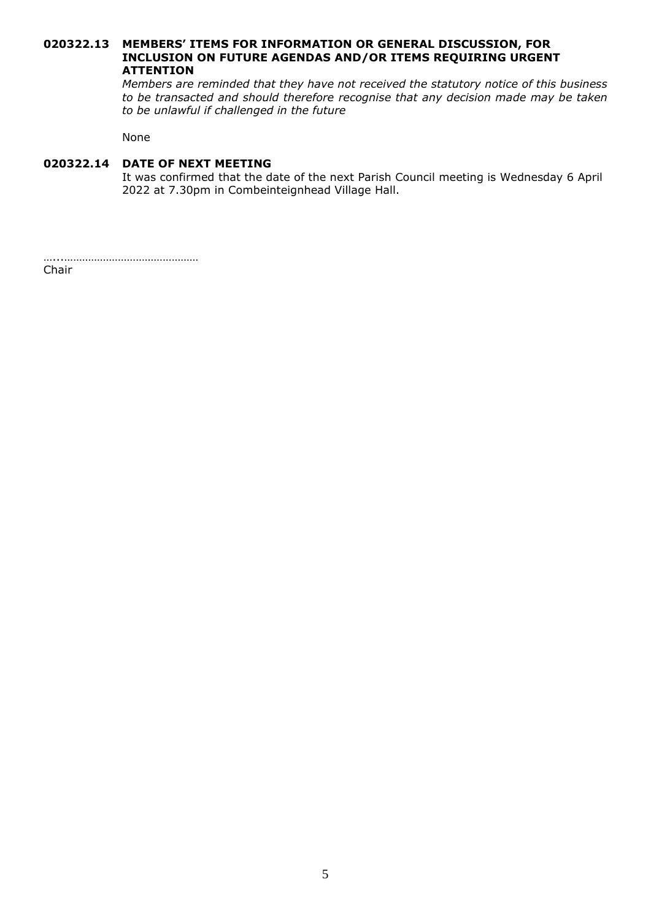**020322.13 MEMBERS' ITEMS FOR INFORMATION OR GENERAL DISCUSSION, FOR INCLUSION ON FUTURE AGENDAS AND/OR ITEMS REQUIRING URGENT ATTENTION**

*Members are reminded that they have not received the statutory notice of this business to be transacted and should therefore recognise that any decision made may be taken to be unlawful if challenged in the future*

None

**020322.14 DATE OF NEXT MEETING**

It was confirmed that the date of the next Parish Council meeting is Wednesday 6 April 2022 at 7.30pm in Combeinteignhead Village Hall.

…..……………………………………

Chair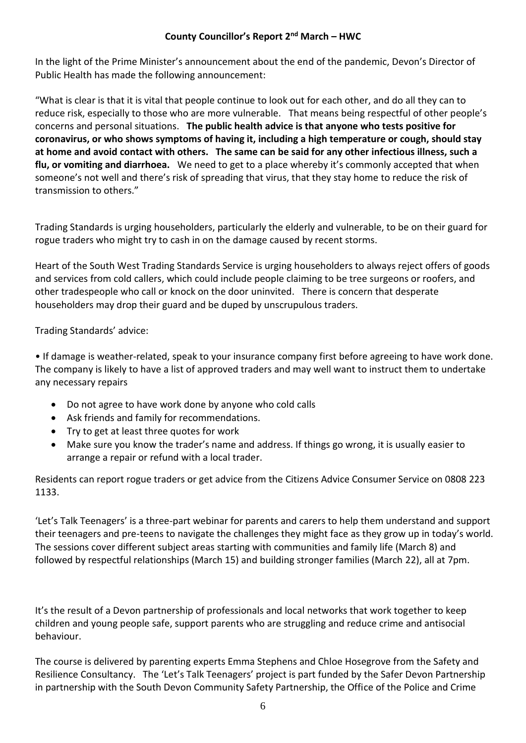**County Councillor's Report 2nd March – HWC**

In the light of the Prime Minister's announcement about the end of the pandemic, Devon's Director of Public Health has made the following announcement:

"What is clear is that it is vital that people continue to look out for each other, and do all they can to reduce risk, especially to those who are more vulnerable. That means being respectful of other people's concerns and personal situations. **The public health advice is that anyone who tests positive for coronavirus, or who shows symptoms of having it, including a high temperature or cough, should stay at home and avoid contact with others. The same can be said for any other infectious illness, such a flu, or vomiting and diarrhoea.** We need to get to a place whereby it's commonly accepted that when someone's not well and there's risk of spreading that virus, that they stay home to reduce the risk of transmission to others."

Trading Standards is urging householders, particularly the elderly and vulnerable, to be on their guard for rogue traders who might try to cash in on the damage caused by recent storms.

Heart of the South West Trading Standards Service is urging householders to always reject offers of goods and services from cold callers, which could include people claiming to be tree surgeons or roofers, and other tradespeople who call or knock on the door uninvited. There is concern that desperate householders may drop their guard and be duped by unscrupulous traders.

Trading Standards' advice:

- If damage is weather-related, speak to your insurance company first before agreeing to have work done. The company is likely to have a list of approved traders and may well want to instruct them to undertake any necessary repairs
- Do not agree to have work done by anyone who cold calls
- Ask friends and family for recommendations.
- Try to get at least three quotes for work
- Make sure you know the trader's name and address. If things go wrong, it is usually easier to arrange a repair or refund with a local trader.

Residents can report rogue traders or get advice from the Citizens Advice Consumer Service on 0808 223 1133.

'Let's Talk Teenagers' is a three-part webinar for parents and carers to help them understand and support their teenagers and pre-teens to navigate the challenges they might face as they grow up in today's world. The sessions cover different subject areas starting with communities and family life (March 8) and followed by respectful relationships (March 15) and building stronger families (March 22), all at 7pm.

It's the result of a Devon partnership of professionals and local networks that work together to keep children and young people safe, support parents who are struggling and reduce crime and antisocial behaviour.

The course is delivered by parenting experts Emma Stephens and Chloe Hosegrove from the Safety and Resilience Consultancy. The 'Let's Talk Teenagers' project is part funded by the Safer Devon Partnership in partnership with the South Devon Community Safety Partnership, the Office of the Police and Crime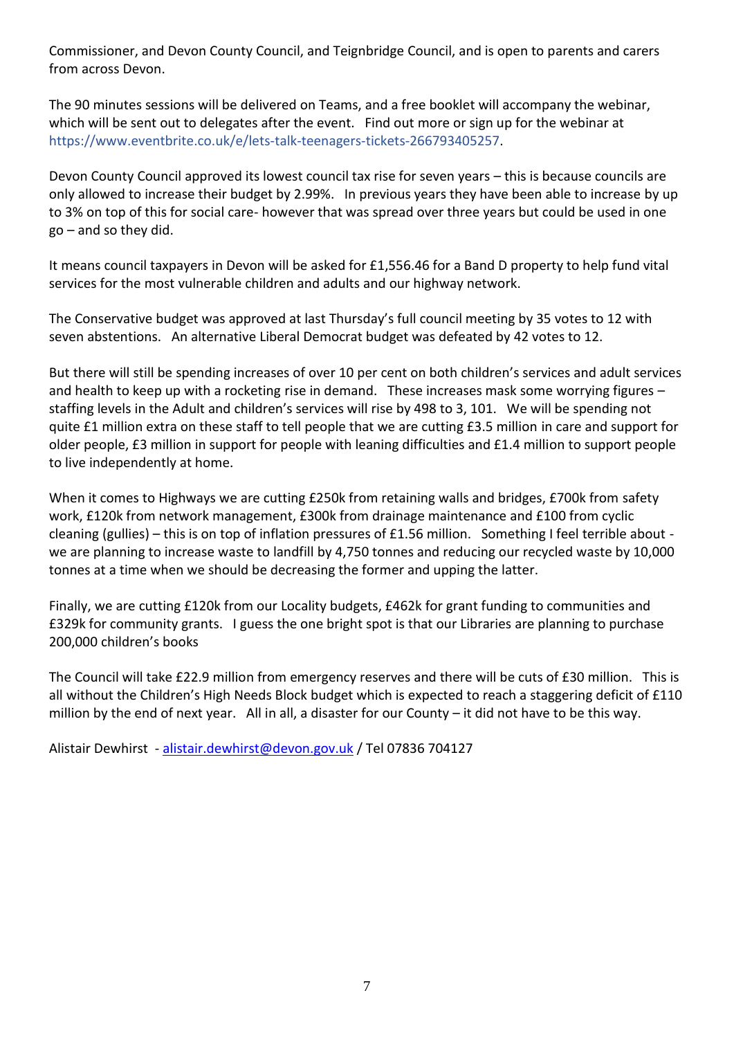Commissioner, and Devon County Council, and Teignbridge Council, and is open to parents and carers from across Devon.

The 90 minutes sessions will be delivered on Teams, and a free booklet will accompany the webinar, which will be sent out to delegates after the event. Find out more or sign up for the webinar at https://www.eventbrite.co.uk/e/lets-talk-teenagers-tickets-266793405257.

Devon County Council approved its lowest council tax rise for seven years – this is because councils are only allowed to increase their budget by 2.99%. In previous years they have been able to increase by up to 3% on top of this for social care- however that was spread over three years but could be used in one go – and so they did.

It means council taxpayers in Devon will be asked for £1,556.46 for a Band D property to help fund vital services for the most vulnerable children and adults and our highway network.

The Conservative budget was approved at last Thursday's full council meeting by 35 votes to 12 with seven abstentions. An alternative Liberal Democrat budget was defeated by 42 votes to 12.

But there will still be spending increases of over 10 per cent on both children's services and adult services and health to keep up with a rocketing rise in demand. These increases mask some worrying figures – staffing levels in the Adult and children's services will rise by 498 to 3, 101. We will be spending not quite £1 million extra on these staff to tell people that we are cutting £3.5 million in care and support for older people, £3 million in support for people with leaning difficulties and £1.4 million to support people to live independently at home.

When it comes to Highways we are cutting £250k from retaining walls and bridges, £700k from safety work, £120k from network management, £300k from drainage maintenance and £100 from cyclic cleaning (gullies) – this is on top of inflation pressures of £1.56 million. Something I feel terrible about - we are planning to increase waste to landfill by 4,750 tonnes and reducing our recycled waste by 10,000 tonnes at a time when we should be decreasing the former and upping the latter.

Finally, we are cutting £120k from our Locality budgets, £462k for grant funding to communities and £329k for community grants. I guess the one bright spot is that our Libraries are planning to purchase 200,000 children's books

The Council will take £22.9 million from emergency reserves and there will be cuts of £30 million. This is all without the Children's High Needs Block budget which is expected to reach a staggering deficit of £110 million by the end of next year. All in all, a disaster for our County – it did not have to be this way.

Alistair Dewhirst - alistair.dewhirst@devon.gov.uk / Tel 07836 704127